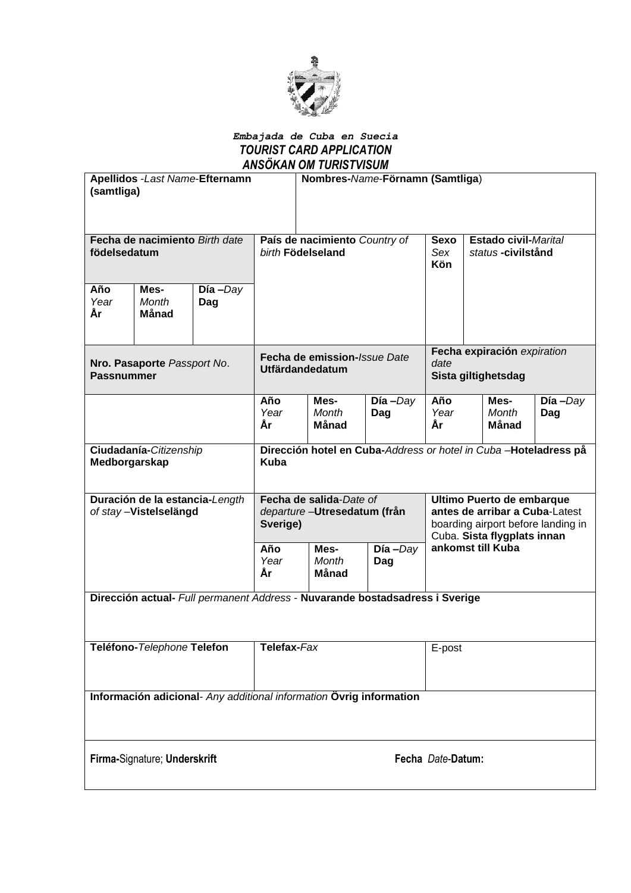***Embajada de Cuba en Suecia***
***TOURIST CARD APPLICATION***
***ANSÖKAN OM TURISTVISUM***

| **Apellidos** -*Last Name*-**Efternamn (samtliga)** | | | **Nombres-***Name*-**Förnamn (Samtliga**) | | | | | |
|---|---|---|---|---|---|---|---|---|
| | | | | | | | | |
| **Fecha de nacimiento** *Birth date* **födelsedatum** | | | **País de nacimiento** *Country of birth* **Födelseland** | | | **Sexo** *Sex* **Kön** | **Estado civil-***Marital status* **-civilstånd** | |
| **Año** *Year* **År** | **Mes-** *Month* **Månad** | **Día –***Day* **Dag** | | | | | | |
| **Nro. Pasaporte** *Passport No*. **Passnummer** | | | **Fecha de emission-***Issue Date* **Utfärdandedatum** | | | **Fecha expiración** *expiration date* **Sista giltighetsdag** | | |
| | | | **Año** *Year* **År** | **Mes-** *Month* **Månad** | **Día –***Day* **Dag** | **Año** *Year* **År** | **Mes-** *Month* **Månad** | **Día –***Day* **Dag** |
| **Ciudadanía-***Citizenship* **Medborgarskap** | | | **Dirección hotel en Cuba-***Address or hotel in Cuba* –**Hoteladress på Kuba** | | | | | |
| **Duración de la estancia-***Length of stay* –**Vistelselängd** | | | **Fecha de salida**-*Date of departure* –**Utresedatum (från Sverige)** | | | **Ultimo Puerto de embarque antes de arribar a Cuba**-Latest boarding airport before landing in Cuba. **Sista flygplats innan ankomst till Kuba** | | |
| | | | **Año** *Year* **År** | **Mes-** *Month* **Månad** | **Día –***Day* **Dag** | | | |
| **Dirección actual-** *Full permanent Address* - **Nuvarande bostadsadress i Sverige** | | | | | | | | |
| **Teléfono-***Telephone* **Telefon** | | | **Telefax-***Fax* | | | E-post | | |
| **Información adicional**- *Any additional information* **Övrig information** | | | | | | | | |
| **Firma-**Signature; **Underskrift** | | | | | | **Fecha** *Date*-**Datum:** | | |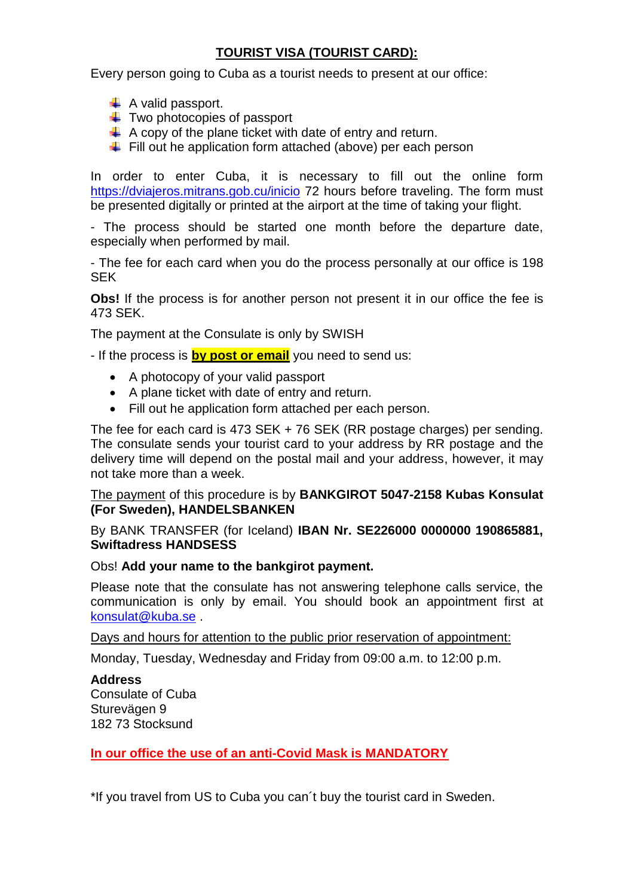**TOURIST VISA (TOURIST CARD):**

Every person going to Cuba as a tourist needs to present at our office:

- A valid passport.
- Two photocopies of passport
- A copy of the plane ticket with date of entry and return.
- Fill out he application form attached (above) per each person

In order to enter Cuba, it is necessary to fill out the online form https://dviajeros.mitrans.gob.cu/inicio 72 hours before traveling. The form must be presented digitally or printed at the airport at the time of taking your flight.

- The process should be started one month before the departure date, especially when performed by mail.

- The fee for each card when you do the process personally at our office is 198 SEK

**Obs!** If the process is for another person not present it in our office the fee is 473 SEK.

The payment at the Consulate is only by SWISH

- If the process is **by post or email** you need to send us:

- A photocopy of your valid passport
- A plane ticket with date of entry and return.
- Fill out he application form attached per each person.

The fee for each card is 473 SEK + 76 SEK (RR postage charges) per sending. The consulate sends your tourist card to your address by RR postage and the delivery time will depend on the postal mail and your address, however, it may not take more than a week.

The payment of this procedure is by **BANKGIROT 5047-2158 Kubas Konsulat (For Sweden), HANDELSBANKEN**

By BANK TRANSFER (for Iceland) **IBAN Nr. SE226000 0000000 190865881, Swiftadress HANDSESS**

Obs! **Add your name to the bankgirot payment.**

Please note that the consulate has not answering telephone calls service, the communication is only by email. You should book an appointment first at konsulat@kuba.se .

Days and hours for attention to the public prior reservation of appointment:

Monday, Tuesday, Wednesday and Friday from 09:00 a.m. to 12:00 p.m.

**Address**
Consulate of Cuba
Sturevägen 9
182 73 Stocksund

**In our office the use of an anti-Covid Mask is MANDATORY**

*If you travel from US to Cuba you can´t buy the tourist card in Sweden.